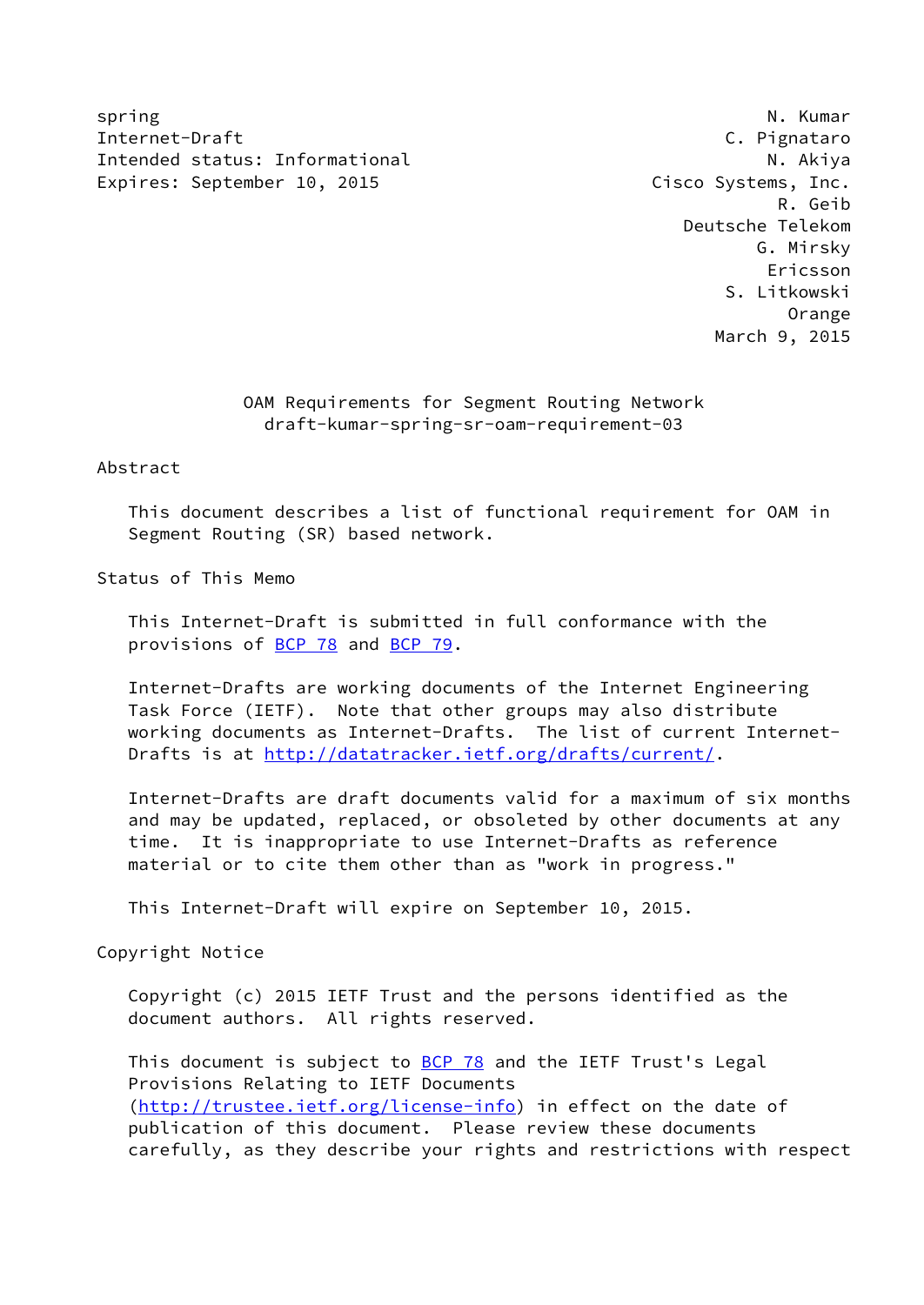spring                                                          N. Kumar
Internet-Draft                                             C. Pignataro
Intended status: Informational                                 N. Akiya
Expires: September 10, 2015                         Cisco Systems, Inc.
                                                                R. Geib
                                                       Deutsche Telekom
                                                              G. Mirsky
                                                               Ericsson
                                                           S. Litkowski
                                                                 Orange
                                                          March 9, 2015

# OAM Requirements for Segment Routing Network
## draft-kumar-spring-sr-oam-requirement-03

## Abstract

This document describes a list of functional requirement for OAM in Segment Routing (SR) based network.

## Status of This Memo

This Internet-Draft is submitted in full conformance with the provisions of BCP 78 and BCP 79.

Internet-Drafts are working documents of the Internet Engineering Task Force (IETF). Note that other groups may also distribute working documents as Internet-Drafts. The list of current Internet-Drafts is at http://datatracker.ietf.org/drafts/current/.

Internet-Drafts are draft documents valid for a maximum of six months and may be updated, replaced, or obsoleted by other documents at any time. It is inappropriate to use Internet-Drafts as reference material or to cite them other than as "work in progress."

This Internet-Draft will expire on September 10, 2015.

## Copyright Notice

Copyright (c) 2015 IETF Trust and the persons identified as the document authors. All rights reserved.

This document is subject to BCP 78 and the IETF Trust's Legal Provisions Relating to IETF Documents (http://trustee.ietf.org/license-info) in effect on the date of publication of this document. Please review these documents carefully, as they describe your rights and restrictions with respect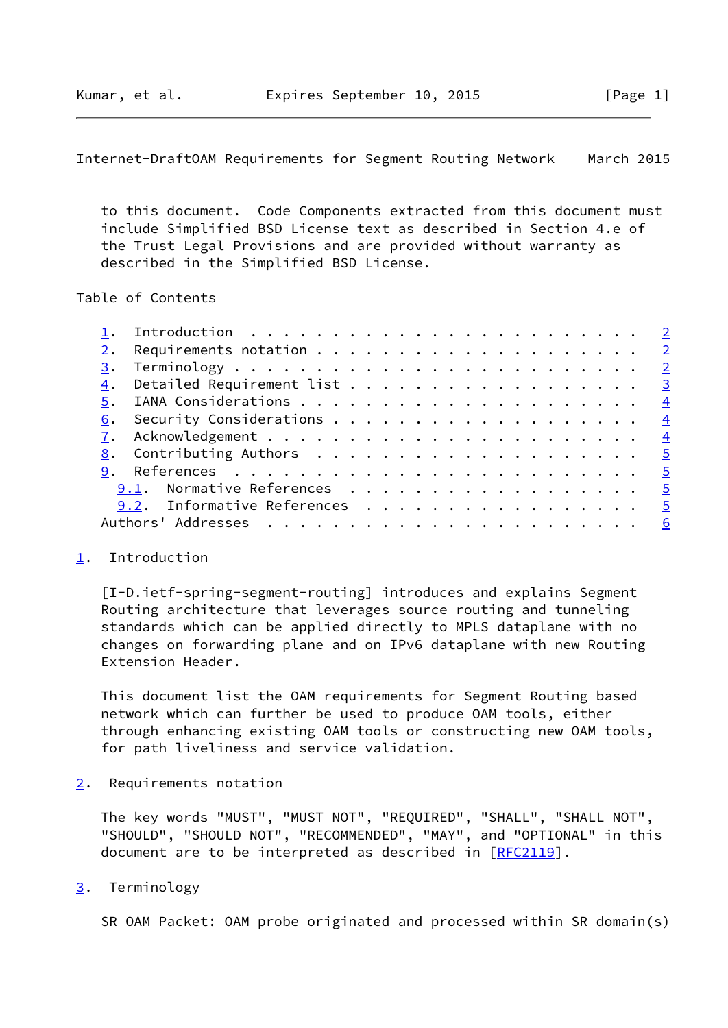to this document. Code Components extracted from this document must include Simplified BSD License text as described in Section 4.e of the Trust Legal Provisions and are provided without warranty as described in the Simplified BSD License.

Table of Contents

1. Introduction . . . . . . . . . . . . . . . . . . . . . . . . 2
2. Requirements notation . . . . . . . . . . . . . . . . . . . . 2
3. Terminology . . . . . . . . . . . . . . . . . . . . . . . . . 2
4. Detailed Requirement list . . . . . . . . . . . . . . . . . . 3
5. IANA Considerations . . . . . . . . . . . . . . . . . . . . . 4
6. Security Considerations . . . . . . . . . . . . . . . . . . . 4
7. Acknowledgement . . . . . . . . . . . . . . . . . . . . . . . 4
8. Contributing Authors . . . . . . . . . . . . . . . . . . . . 5
9. References . . . . . . . . . . . . . . . . . . . . . . . . . 5
   9.1. Normative References . . . . . . . . . . . . . . . . . . 5
   9.2. Informative References . . . . . . . . . . . . . . . . . 5
Authors' Addresses . . . . . . . . . . . . . . . . . . . . . . . 6

## 1. Introduction

[I-D.ietf-spring-segment-routing] introduces and explains Segment Routing architecture that leverages source routing and tunneling standards which can be applied directly to MPLS dataplane with no changes on forwarding plane and on IPv6 dataplane with new Routing Extension Header.

This document list the OAM requirements for Segment Routing based network which can further be used to produce OAM tools, either through enhancing existing OAM tools or constructing new OAM tools, for path liveliness and service validation.

## 2. Requirements notation

The key words "MUST", "MUST NOT", "REQUIRED", "SHALL", "SHALL NOT", "SHOULD", "SHOULD NOT", "RECOMMENDED", "MAY", and "OPTIONAL" in this document are to be interpreted as described in [RFC2119].

## 3. Terminology

SR OAM Packet: OAM probe originated and processed within SR domain(s)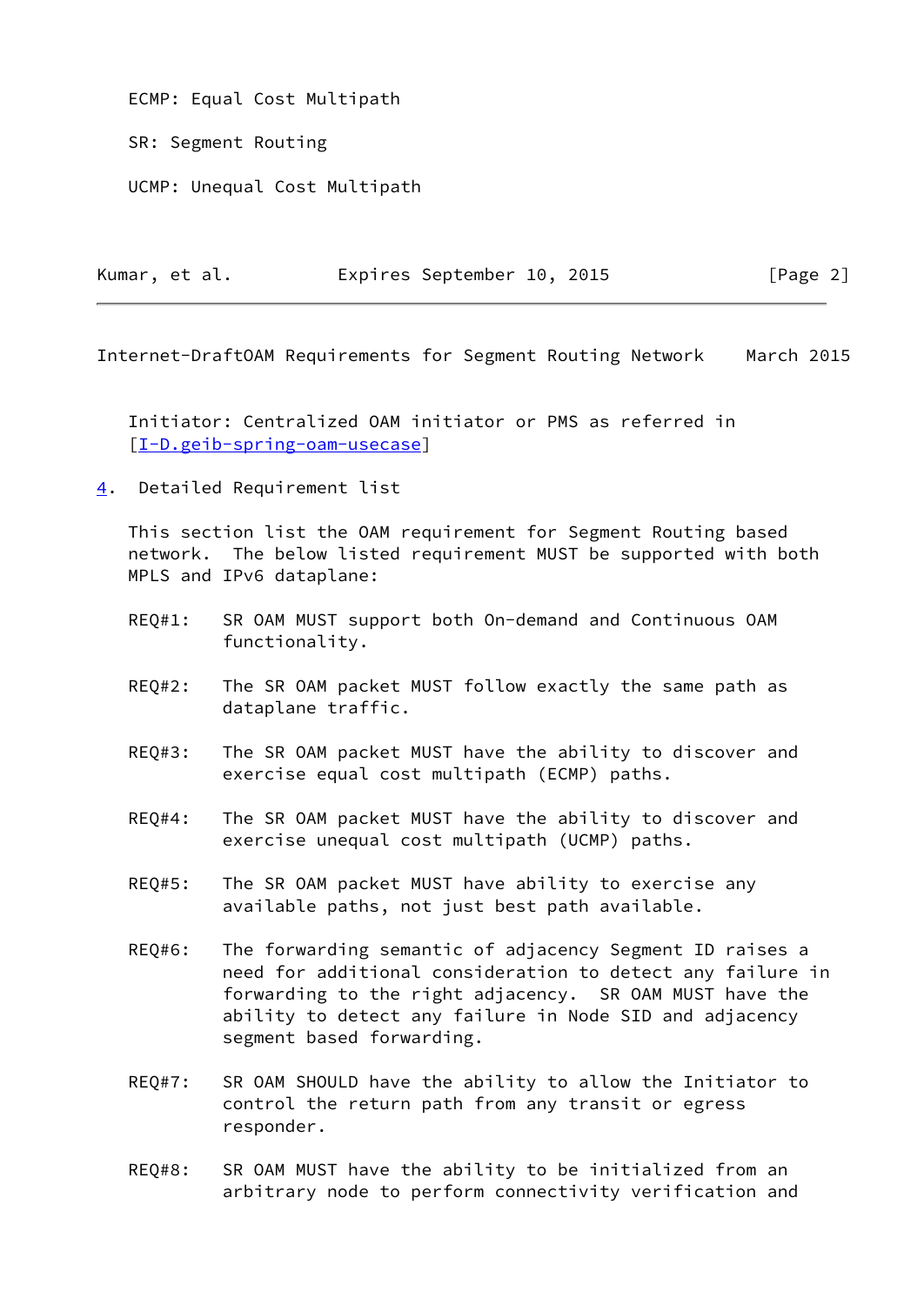ECMP: Equal Cost Multipath

SR: Segment Routing

UCMP: Unequal Cost Multipath

Initiator: Centralized OAM initiator or PMS as referred in [I-D.geib-spring-oam-usecase]

## 4. Detailed Requirement list

This section list the OAM requirement for Segment Routing based network. The below listed requirement MUST be supported with both MPLS and IPv6 dataplane:

REQ#1: SR OAM MUST support both On-demand and Continuous OAM functionality.

REQ#2: The SR OAM packet MUST follow exactly the same path as dataplane traffic.

REQ#3: The SR OAM packet MUST have the ability to discover and exercise equal cost multipath (ECMP) paths.

REQ#4: The SR OAM packet MUST have the ability to discover and exercise unequal cost multipath (UCMP) paths.

REQ#5: The SR OAM packet MUST have ability to exercise any available paths, not just best path available.

REQ#6: The forwarding semantic of adjacency Segment ID raises a need for additional consideration to detect any failure in forwarding to the right adjacency. SR OAM MUST have the ability to detect any failure in Node SID and adjacency segment based forwarding.

REQ#7: SR OAM SHOULD have the ability to allow the Initiator to control the return path from any transit or egress responder.

REQ#8: SR OAM MUST have the ability to be initialized from an arbitrary node to perform connectivity verification and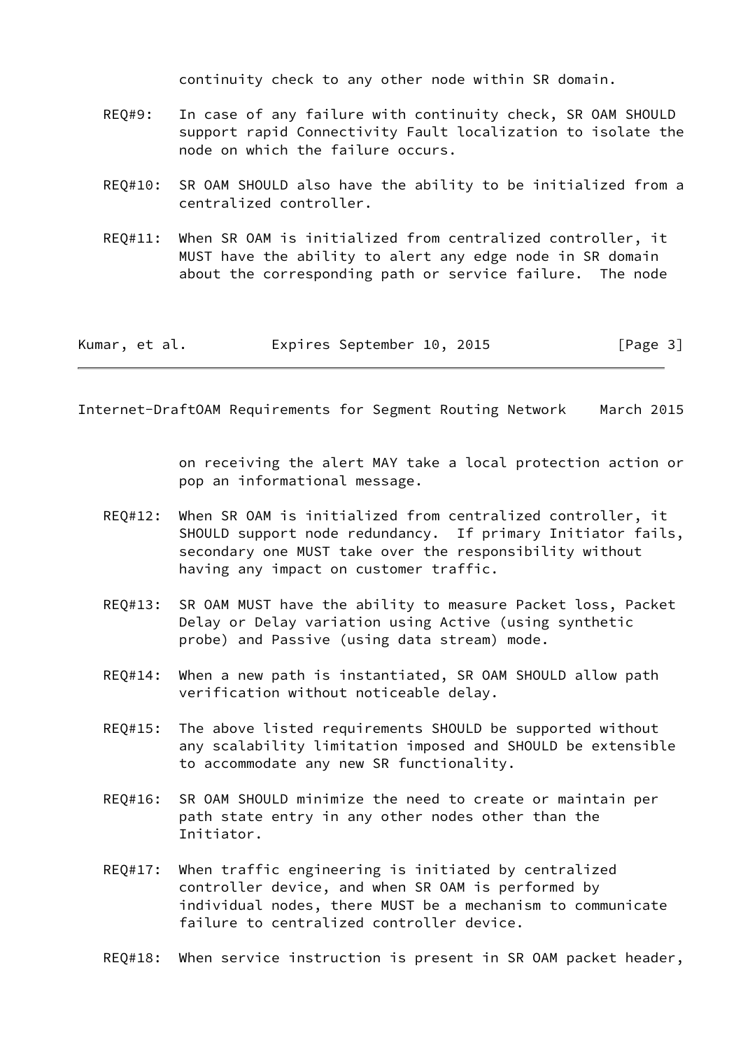continuity check to any other node within SR domain.

REQ#9: In case of any failure with continuity check, SR OAM SHOULD support rapid Connectivity Fault localization to isolate the node on which the failure occurs.

REQ#10: SR OAM SHOULD also have the ability to be initialized from a centralized controller.

REQ#11: When SR OAM is initialized from centralized controller, it MUST have the ability to alert any edge node in SR domain about the corresponding path or service failure. The node on receiving the alert MAY take a local protection action or pop an informational message.

REQ#12: When SR OAM is initialized from centralized controller, it SHOULD support node redundancy. If primary Initiator fails, secondary one MUST take over the responsibility without having any impact on customer traffic.

REQ#13: SR OAM MUST have the ability to measure Packet loss, Packet Delay or Delay variation using Active (using synthetic probe) and Passive (using data stream) mode.

REQ#14: When a new path is instantiated, SR OAM SHOULD allow path verification without noticeable delay.

REQ#15: The above listed requirements SHOULD be supported without any scalability limitation imposed and SHOULD be extensible to accommodate any new SR functionality.

REQ#16: SR OAM SHOULD minimize the need to create or maintain per path state entry in any other nodes other than the Initiator.

REQ#17: When traffic engineering is initiated by centralized controller device, and when SR OAM is performed by individual nodes, there MUST be a mechanism to communicate failure to centralized controller device.

REQ#18: When service instruction is present in SR OAM packet header,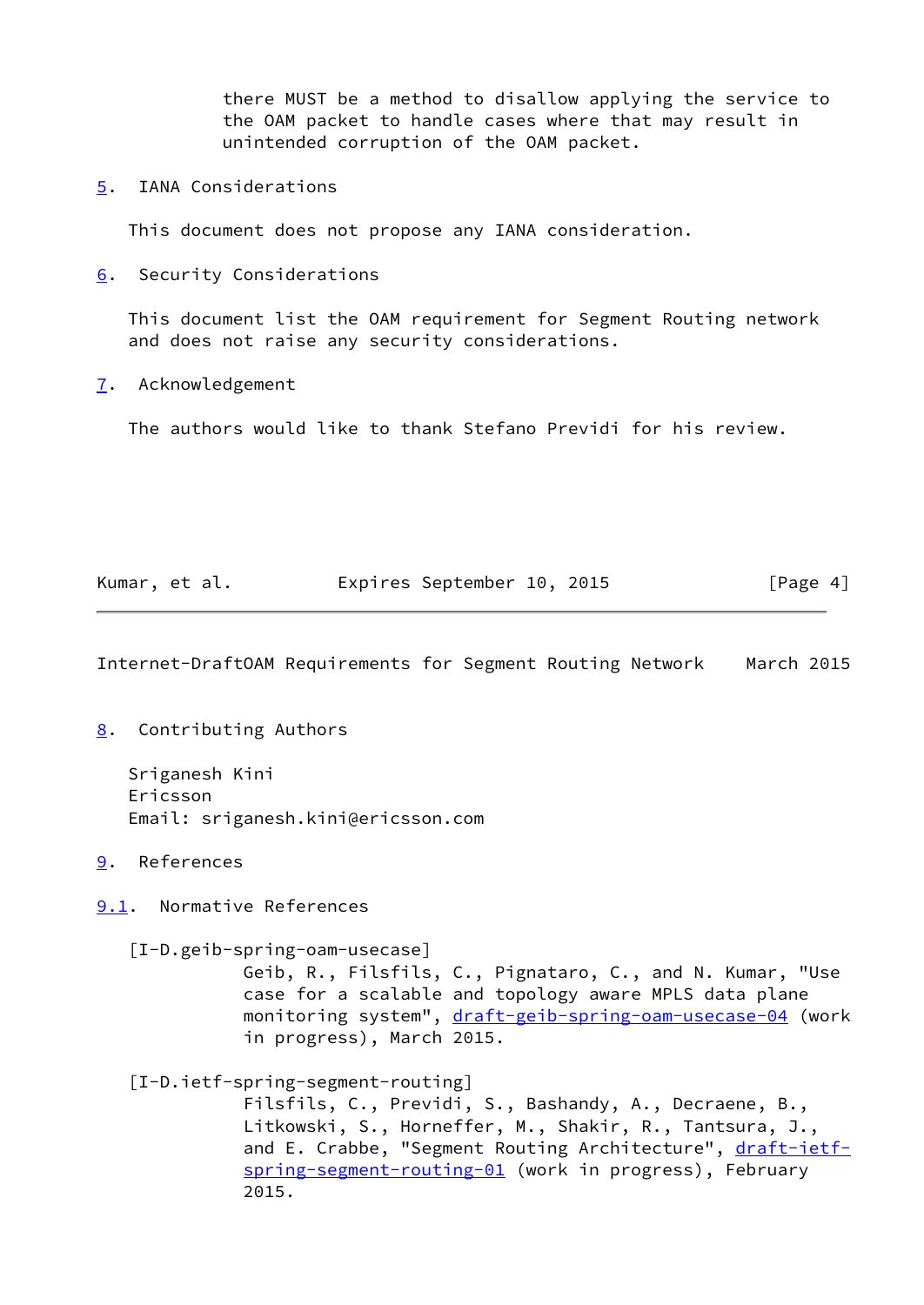there MUST be a method to disallow applying the service to the OAM packet to handle cases where that may result in unintended corruption of the OAM packet.

## 5. IANA Considerations

This document does not propose any IANA consideration.

## 6. Security Considerations

This document list the OAM requirement for Segment Routing network and does not raise any security considerations.

## 7. Acknowledgement

The authors would like to thank Stefano Previdi for his review.

## 8. Contributing Authors

Sriganesh Kini
Ericsson
Email: sriganesh.kini@ericsson.com

## 9. References

### 9.1. Normative References

[I-D.geib-spring-oam-usecase]
Geib, R., Filsfils, C., Pignataro, C., and N. Kumar, "Use case for a scalable and topology aware MPLS data plane monitoring system", draft-geib-spring-oam-usecase-04 (work in progress), March 2015.

[I-D.ietf-spring-segment-routing]
Filsfils, C., Previdi, S., Bashandy, A., Decraene, B., Litkowski, S., Horneffer, M., Shakir, R., Tantsura, J., and E. Crabbe, "Segment Routing Architecture", draft-ietf-spring-segment-routing-01 (work in progress), February 2015.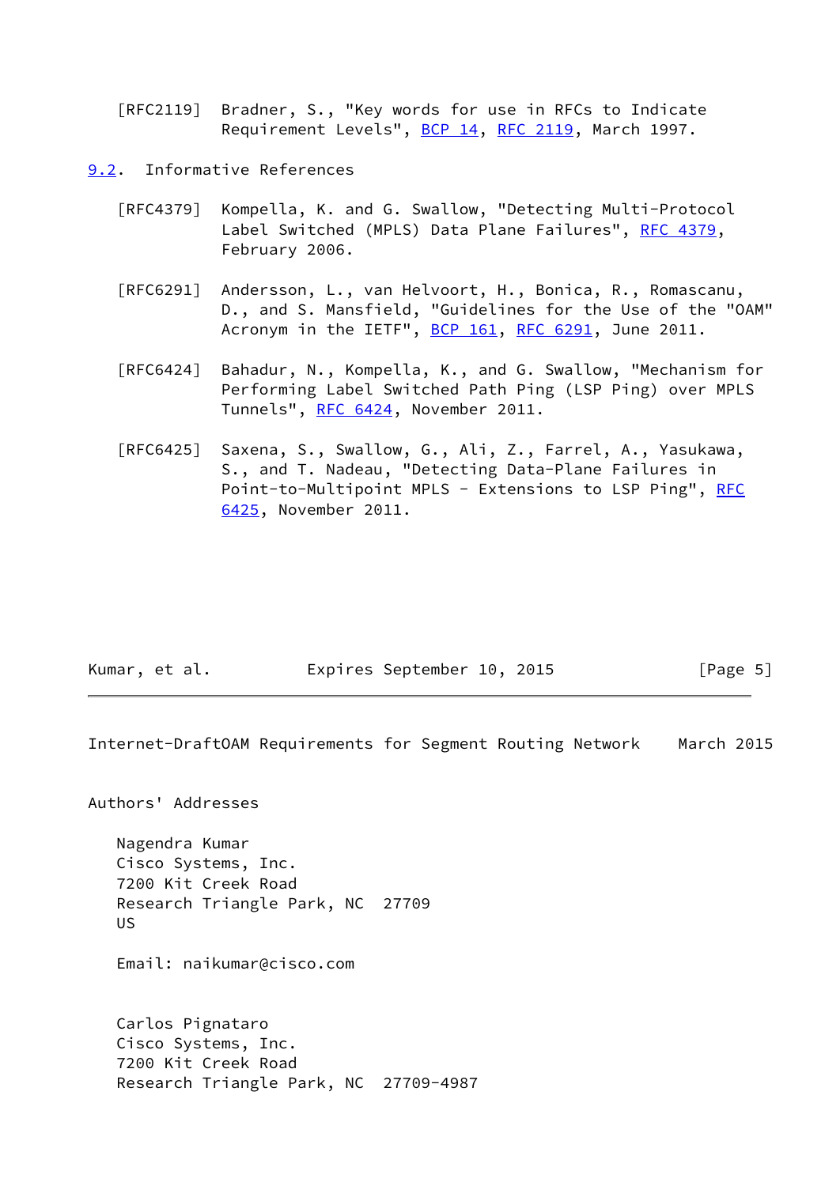[RFC2119] Bradner, S., "Key words for use in RFCs to Indicate Requirement Levels", BCP 14, RFC 2119, March 1997.

### 9.2. Informative References

[RFC4379] Kompella, K. and G. Swallow, "Detecting Multi-Protocol Label Switched (MPLS) Data Plane Failures", RFC 4379, February 2006.

[RFC6291] Andersson, L., van Helvoort, H., Bonica, R., Romascanu, D., and S. Mansfield, "Guidelines for the Use of the "OAM" Acronym in the IETF", BCP 161, RFC 6291, June 2011.

[RFC6424] Bahadur, N., Kompella, K., and G. Swallow, "Mechanism for Performing Label Switched Path Ping (LSP Ping) over MPLS Tunnels", RFC 6424, November 2011.

[RFC6425] Saxena, S., Swallow, G., Ali, Z., Farrel, A., Yasukawa, S., and T. Nadeau, "Detecting Data-Plane Failures in Point-to-Multipoint MPLS - Extensions to LSP Ping", RFC 6425, November 2011.

## Authors' Addresses

Nagendra Kumar
Cisco Systems, Inc.
7200 Kit Creek Road
Research Triangle Park, NC 27709
US

Email: naikumar@cisco.com

Carlos Pignataro
Cisco Systems, Inc.
7200 Kit Creek Road
Research Triangle Park, NC 27709-4987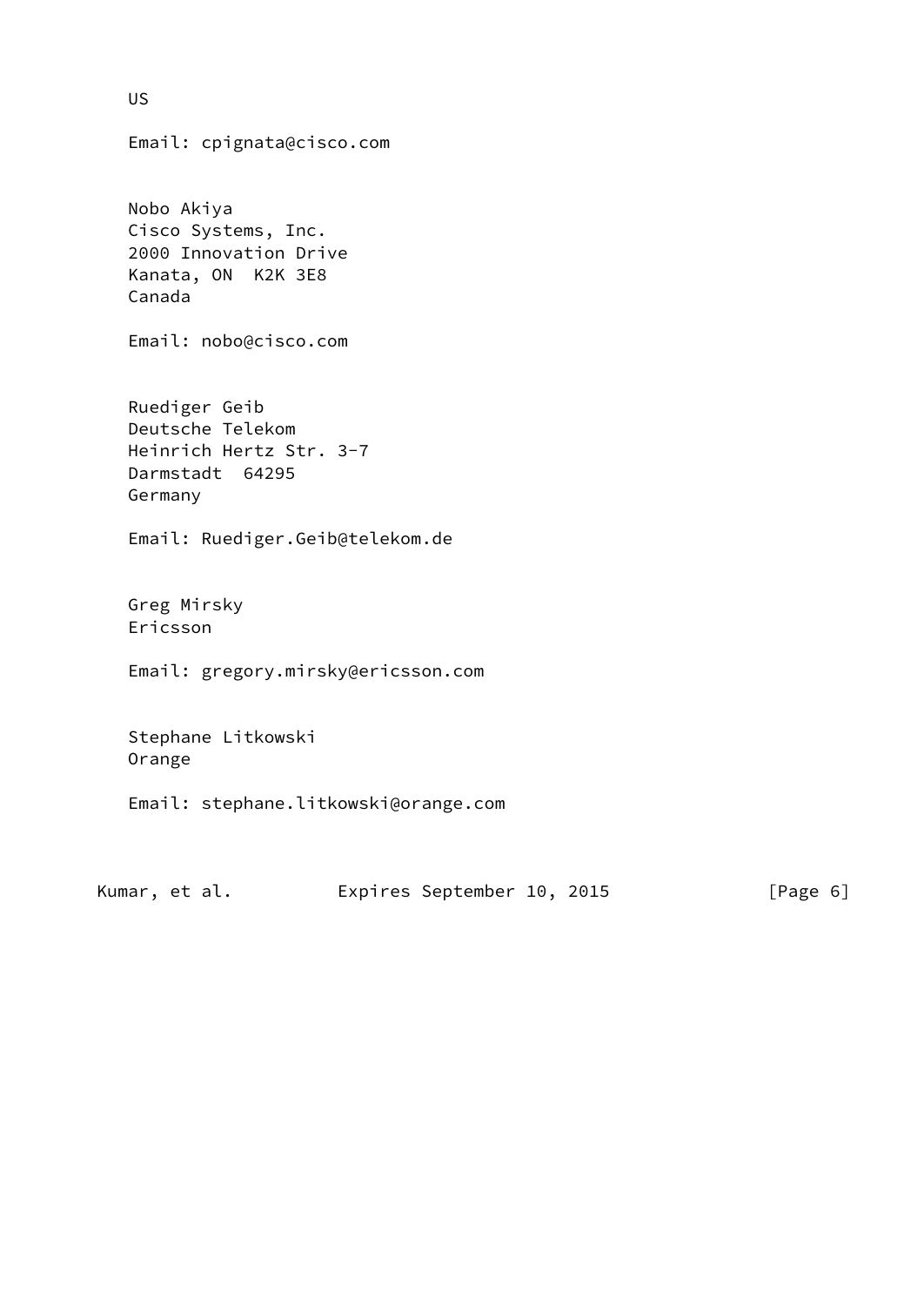US

Email: cpignata@cisco.com

Nobo Akiya
Cisco Systems, Inc.
2000 Innovation Drive
Kanata, ON  K2K 3E8
Canada

Email: nobo@cisco.com

Ruediger Geib
Deutsche Telekom
Heinrich Hertz Str. 3-7
Darmstadt  64295
Germany

Email: Ruediger.Geib@telekom.de

Greg Mirsky
Ericsson

Email: gregory.mirsky@ericsson.com

Stephane Litkowski
Orange

Email: stephane.litkowski@orange.com